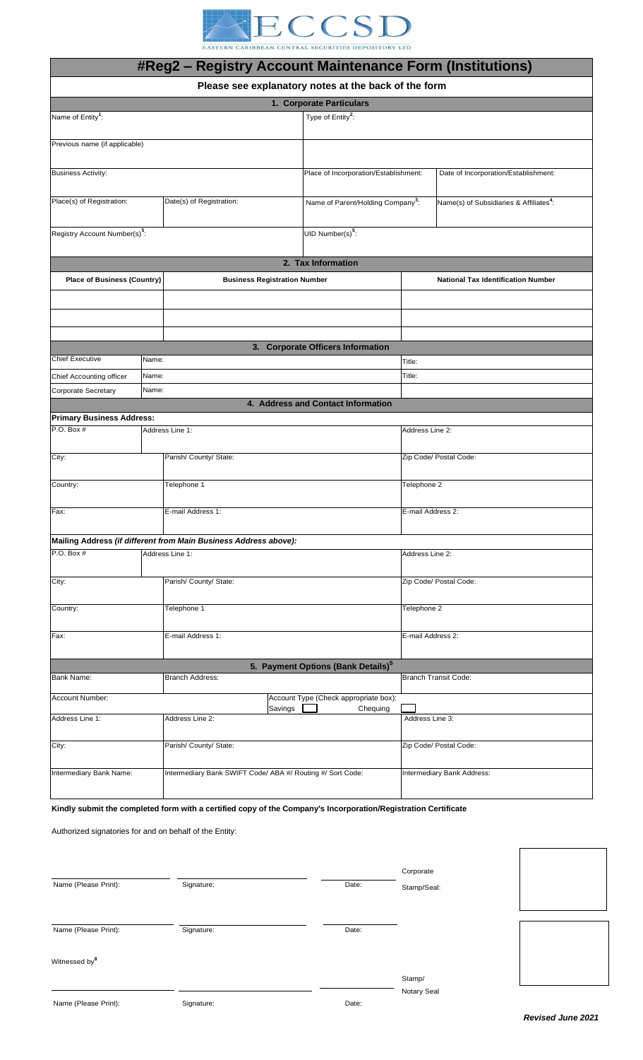ECCSD
EASTERN CARIBBEAN CENTRAL SECURITIES DEPOSITORY LTD

# #Reg2 – Registry Account Maintenance Form (Institutions)

**Please see explanatory notes at the back of the form**

## 1. Corporate Particulars

| Name of Entity[1]: | | Type of Entity[2]: | |
|---|---|---|---|
| Previous name (if applicable) | | | |
| Business Activity: | | Place of Incorporation/Establishment: | Date of Incorporation/Establishment: |
| Place(s) of Registration: | Date(s) of Registration: | Name of Parent/Holding Company[3]: | Name(s) of Subsidiaries & Affiliates[4]: |
| Registry Account Number(s)[5]: | | UID Number(s)[5]: | |

## 2. Tax Information

| Place of Business (Country) | Business Registration Number | National Tax Identification Number |
|---|---|---|
| | | |
| | | |
| | | |

## 3. Corporate Officers Information

| | | |
|---|---|---|
| Chief Executive | Name: | Title: |
| Chief Accounting officer | Name: | Title: |
| Corporate Secretary | Name: | |

## 4. Address and Contact Information

**Primary Business Address:**

| | | |
|---|---|---|
| P.O. Box # | Address Line 1: | Address Line 2: |
| City: | Parish/ County/ State: | Zip Code/ Postal Code: |
| Country: | Telephone 1 | Telephone 2 |
| Fax: | E-mail Address 1: | E-mail Address 2: |

**Mailing Address *(if different from Main Business Address above)*:**

| | | |
|---|---|---|
| P.O. Box # | Address Line 1: | Address Line 2: |
| City: | Parish/ County/ State: | Zip Code/ Postal Code: |
| Country: | Telephone 1 | Telephone 2 |
| Fax: | E-mail Address 1: | E-mail Address 2: |

## 5. Payment Options (Bank Details)[5]

| | | |
|---|---|---|
| Bank Name: | Branch Address: | Branch Transit Code: |
| Account Number: | Account Type (Check appropriate box): Savings ☐ Chequing ☐ | |
| Address Line 1: | Address Line 2: | Address Line 3: |
| City: | Parish/ County/ State: | Zip Code/ Postal Code: |
| Intermediary Bank Name: | Intermediary Bank SWIFT Code/ ABA #/ Routing #/ Sort Code: | Intermediary Bank Address: |

**Kindly submit the completed form with a certified copy of the Company's Incorporation/Registration Certificate**

Authorized signatories for and on behalf of the Entity:

| Name (Please Print): | Signature: | Date: | Corporate Stamp/Seal: |
|---|---|---|---|
| Name (Please Print): | Signature: | Date: | |

Witnessed by[8]

| Name (Please Print): | Signature: | Date: | Stamp/ Notary Seal |
|---|---|---|---|

*Revised June 2021*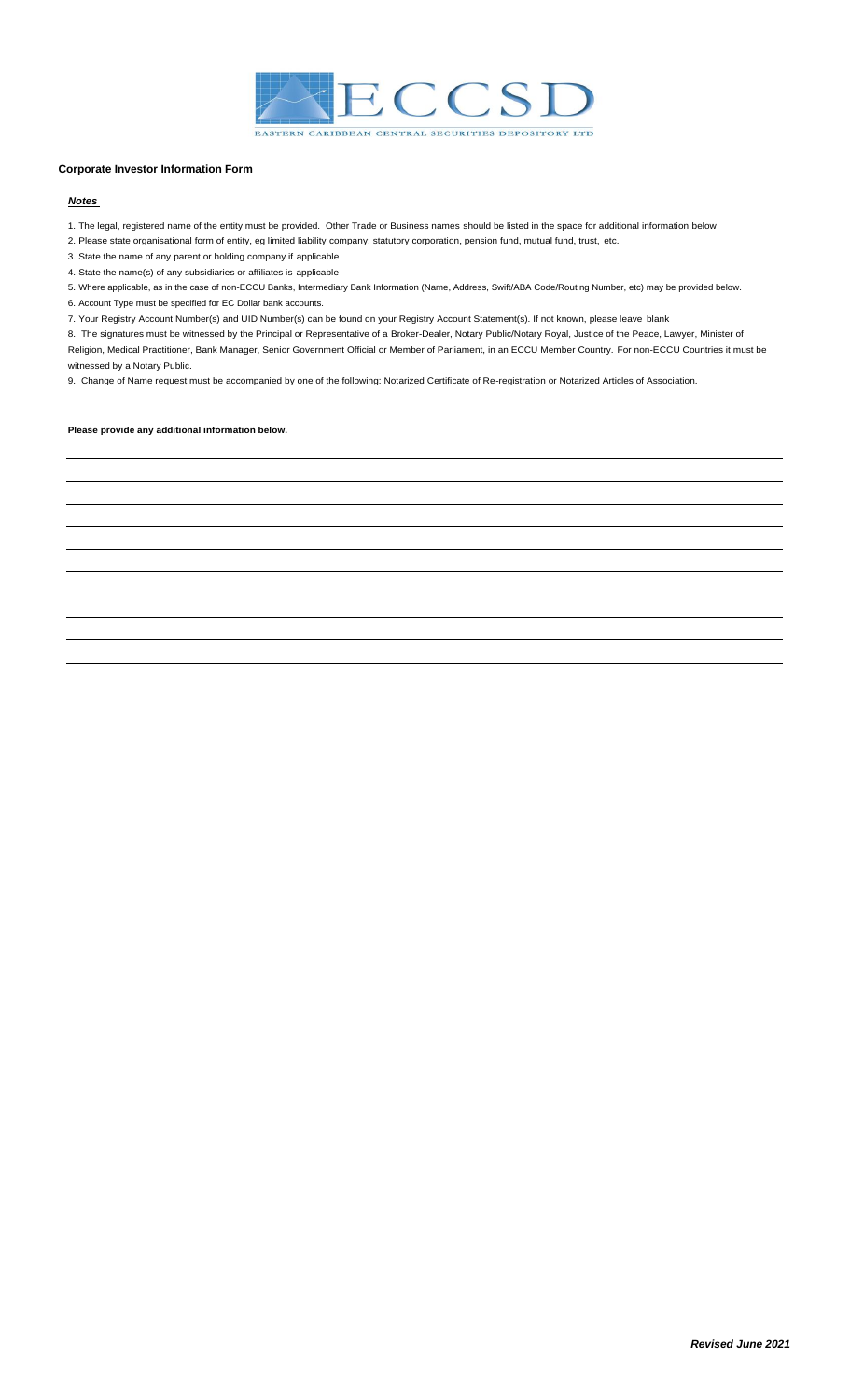ECCSD

EASTERN CARIBBEAN CENTRAL SECURITIES DEPOSITORY LTD

**Corporate Investor Information Form**

***Notes***

1. The legal, registered name of the entity must be provided. Other Trade or Business names should be listed in the space for additional information below
2. Please state organisational form of entity, eg limited liability company; statutory corporation, pension fund, mutual fund, trust, etc.
3. State the name of any parent or holding company if applicable
4. State the name(s) of any subsidiaries or affiliates is applicable
5. Where applicable, as in the case of non-ECCU Banks, Intermediary Bank Information (Name, Address, Swift/ABA Code/Routing Number, etc) may be provided below.
6. Account Type must be specified for EC Dollar bank accounts.
7. Your Registry Account Number(s) and UID Number(s) can be found on your Registry Account Statement(s). If not known, please leave blank
8. The signatures must be witnessed by the Principal or Representative of a Broker-Dealer, Notary Public/Notary Royal, Justice of the Peace, Lawyer, Minister of Religion, Medical Practitioner, Bank Manager, Senior Government Official or Member of Parliament, in an ECCU Member Country. For non-ECCU Countries it must be witnessed by a Notary Public.
9. Change of Name request must be accompanied by one of the following: Notarized Certificate of Re-registration or Notarized Articles of Association.

**Please provide any additional information below.**

***Revised June 2021***